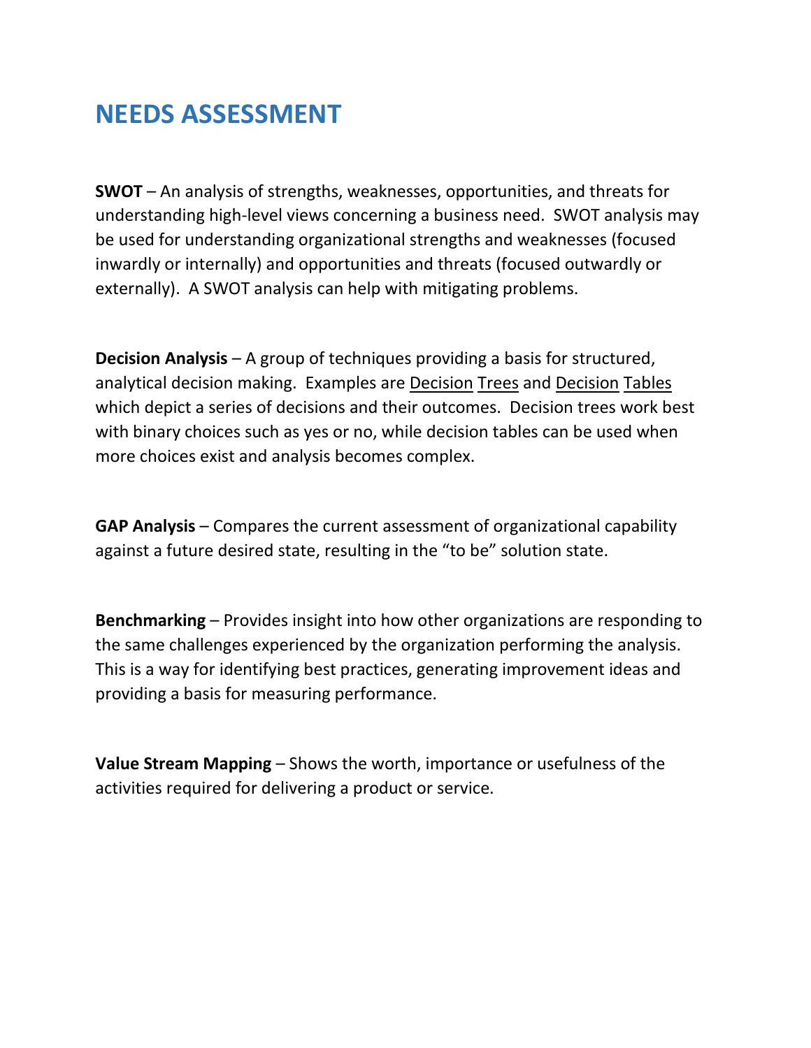# NEEDS ASSESSMENT

**SWOT** – An analysis of strengths, weaknesses, opportunities, and threats for understanding high-level views concerning a business need. SWOT analysis may be used for understanding organizational strengths and weaknesses (focused inwardly or internally) and opportunities and threats (focused outwardly or externally). A SWOT analysis can help with mitigating problems.

**Decision Analysis** – A group of techniques providing a basis for structured, analytical decision making. Examples are Decision Trees and Decision Tables which depict a series of decisions and their outcomes. Decision trees work best with binary choices such as yes or no, while decision tables can be used when more choices exist and analysis becomes complex.

**GAP Analysis** – Compares the current assessment of organizational capability against a future desired state, resulting in the "to be" solution state.

**Benchmarking** – Provides insight into how other organizations are responding to the same challenges experienced by the organization performing the analysis. This is a way for identifying best practices, generating improvement ideas and providing a basis for measuring performance.

**Value Stream Mapping** – Shows the worth, importance or usefulness of the activities required for delivering a product or service.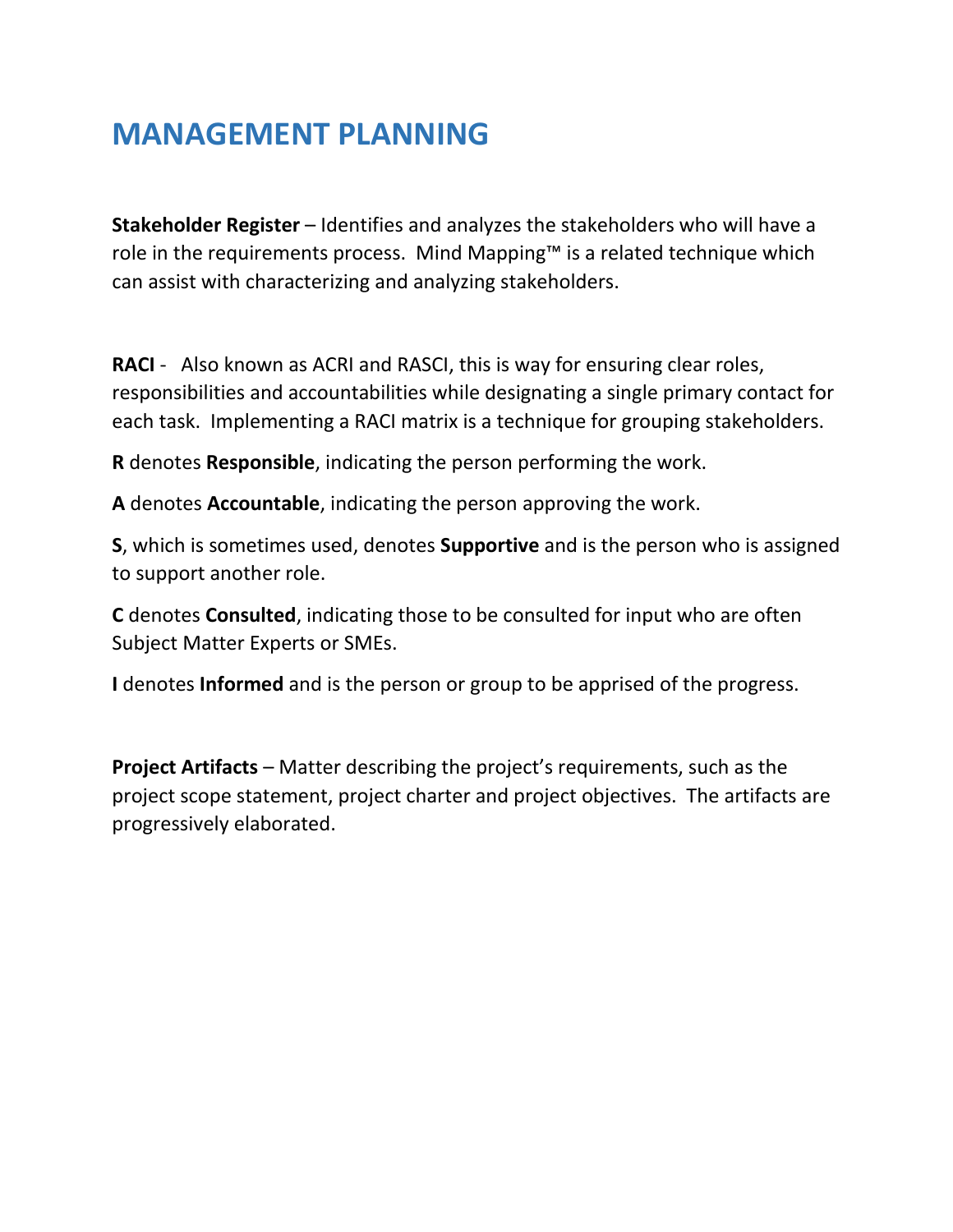# MANAGEMENT PLANNING

**Stakeholder Register** – Identifies and analyzes the stakeholders who will have a role in the requirements process. Mind Mapping™ is a related technique which can assist with characterizing and analyzing stakeholders.

**RACI** - Also known as ACRI and RASCI, this is way for ensuring clear roles, responsibilities and accountabilities while designating a single primary contact for each task. Implementing a RACI matrix is a technique for grouping stakeholders.

**R** denotes **Responsible**, indicating the person performing the work.

**A** denotes **Accountable**, indicating the person approving the work.

**S**, which is sometimes used, denotes **Supportive** and is the person who is assigned to support another role.

**C** denotes **Consulted**, indicating those to be consulted for input who are often Subject Matter Experts or SMEs.

**I** denotes **Informed** and is the person or group to be apprised of the progress.

**Project Artifacts** – Matter describing the project's requirements, such as the project scope statement, project charter and project objectives. The artifacts are progressively elaborated.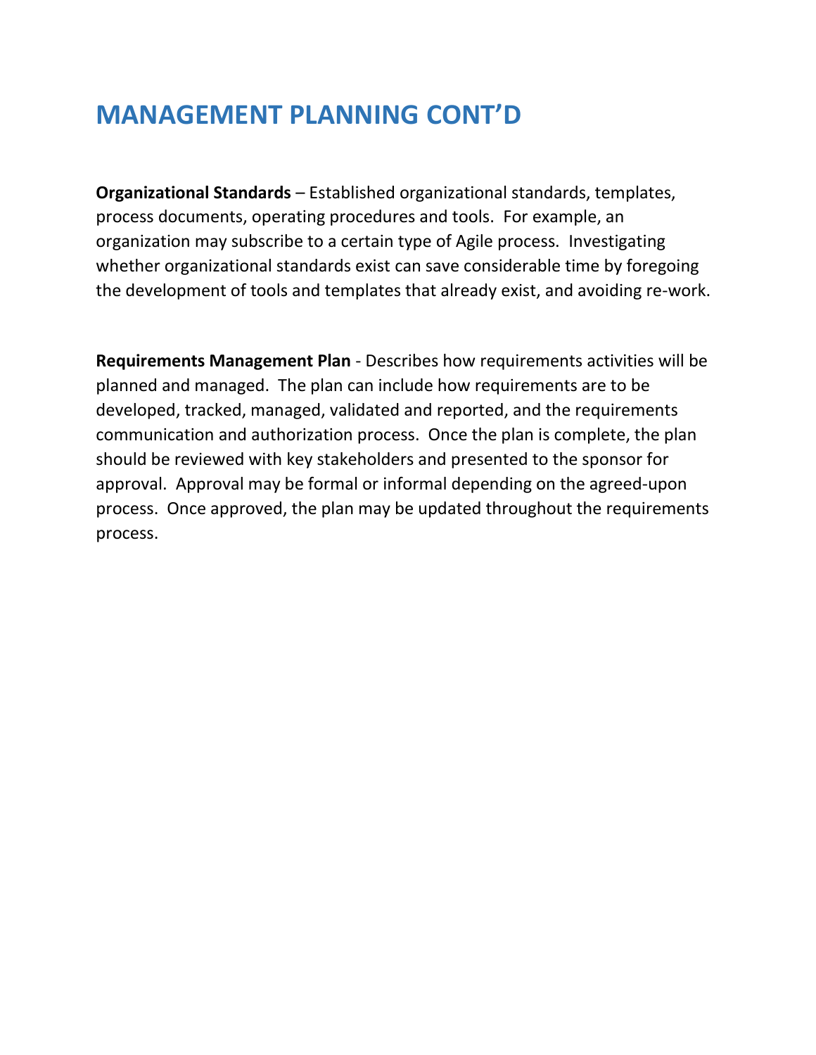# MANAGEMENT PLANNING CONT'D

**Organizational Standards** – Established organizational standards, templates, process documents, operating procedures and tools. For example, an organization may subscribe to a certain type of Agile process. Investigating whether organizational standards exist can save considerable time by foregoing the development of tools and templates that already exist, and avoiding re-work.

**Requirements Management Plan** - Describes how requirements activities will be planned and managed. The plan can include how requirements are to be developed, tracked, managed, validated and reported, and the requirements communication and authorization process. Once the plan is complete, the plan should be reviewed with key stakeholders and presented to the sponsor for approval. Approval may be formal or informal depending on the agreed-upon process. Once approved, the plan may be updated throughout the requirements process.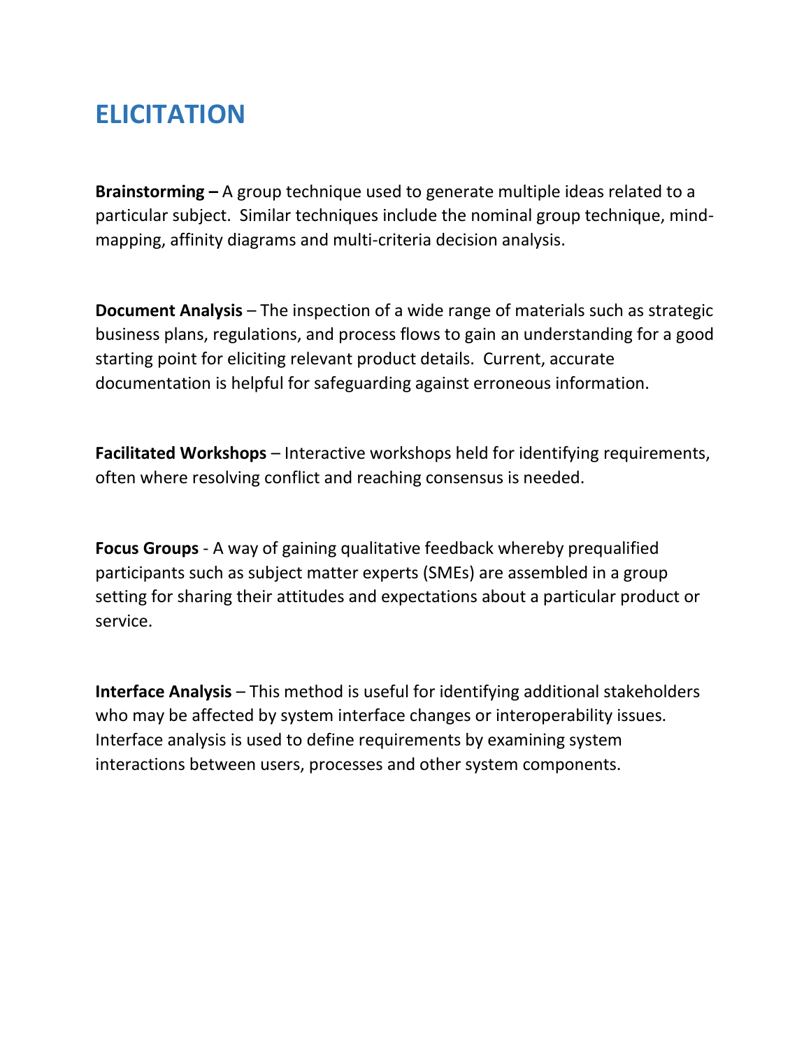# ELICITATION

**Brainstorming –** A group technique used to generate multiple ideas related to a particular subject. Similar techniques include the nominal group technique, mind-mapping, affinity diagrams and multi-criteria decision analysis.

**Document Analysis** – The inspection of a wide range of materials such as strategic business plans, regulations, and process flows to gain an understanding for a good starting point for eliciting relevant product details. Current, accurate documentation is helpful for safeguarding against erroneous information.

**Facilitated Workshops** – Interactive workshops held for identifying requirements, often where resolving conflict and reaching consensus is needed.

**Focus Groups** - A way of gaining qualitative feedback whereby prequalified participants such as subject matter experts (SMEs) are assembled in a group setting for sharing their attitudes and expectations about a particular product or service.

**Interface Analysis** – This method is useful for identifying additional stakeholders who may be affected by system interface changes or interoperability issues. Interface analysis is used to define requirements by examining system interactions between users, processes and other system components.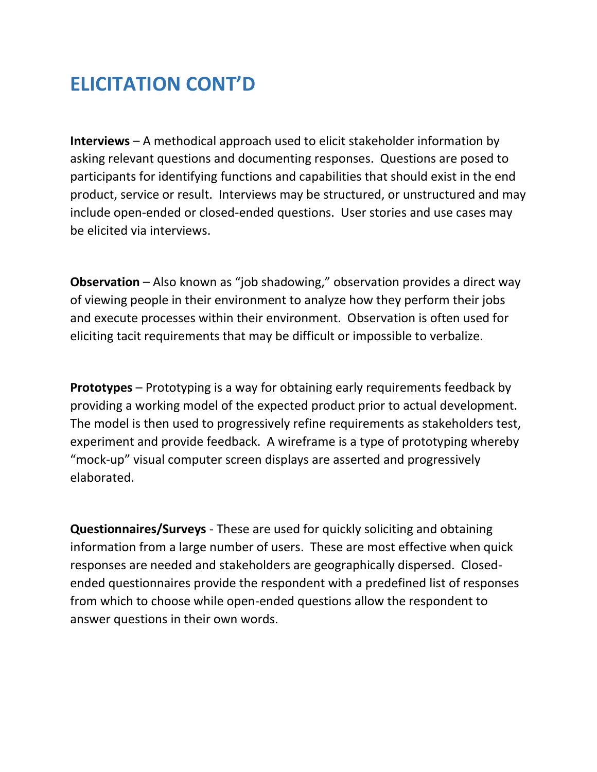# ELICITATION CONT'D

**Interviews** – A methodical approach used to elicit stakeholder information by asking relevant questions and documenting responses. Questions are posed to participants for identifying functions and capabilities that should exist in the end product, service or result. Interviews may be structured, or unstructured and may include open-ended or closed-ended questions. User stories and use cases may be elicited via interviews.

**Observation** – Also known as "job shadowing," observation provides a direct way of viewing people in their environment to analyze how they perform their jobs and execute processes within their environment. Observation is often used for eliciting tacit requirements that may be difficult or impossible to verbalize.

**Prototypes** – Prototyping is a way for obtaining early requirements feedback by providing a working model of the expected product prior to actual development. The model is then used to progressively refine requirements as stakeholders test, experiment and provide feedback. A wireframe is a type of prototyping whereby "mock-up" visual computer screen displays are asserted and progressively elaborated.

**Questionnaires/Surveys** - These are used for quickly soliciting and obtaining information from a large number of users. These are most effective when quick responses are needed and stakeholders are geographically dispersed. Closed-ended questionnaires provide the respondent with a predefined list of responses from which to choose while open-ended questions allow the respondent to answer questions in their own words.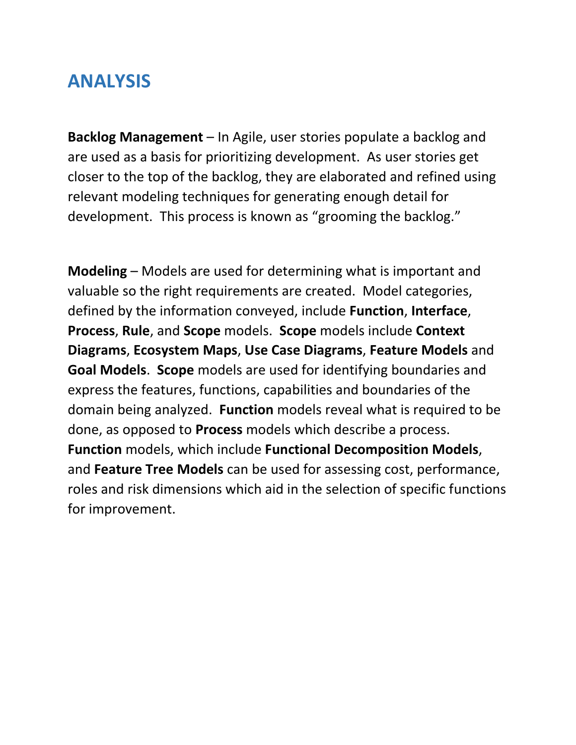# ANALYSIS

**Backlog Management** – In Agile, user stories populate a backlog and are used as a basis for prioritizing development. As user stories get closer to the top of the backlog, they are elaborated and refined using relevant modeling techniques for generating enough detail for development. This process is known as "grooming the backlog."

**Modeling** – Models are used for determining what is important and valuable so the right requirements are created. Model categories, defined by the information conveyed, include **Function**, **Interface**, **Process**, **Rule**, and **Scope** models. **Scope** models include **Context Diagrams**, **Ecosystem Maps**, **Use Case Diagrams**, **Feature Models** and **Goal Models**. **Scope** models are used for identifying boundaries and express the features, functions, capabilities and boundaries of the domain being analyzed. **Function** models reveal what is required to be done, as opposed to **Process** models which describe a process. **Function** models, which include **Functional Decomposition Models**, and **Feature Tree Models** can be used for assessing cost, performance, roles and risk dimensions which aid in the selection of specific functions for improvement.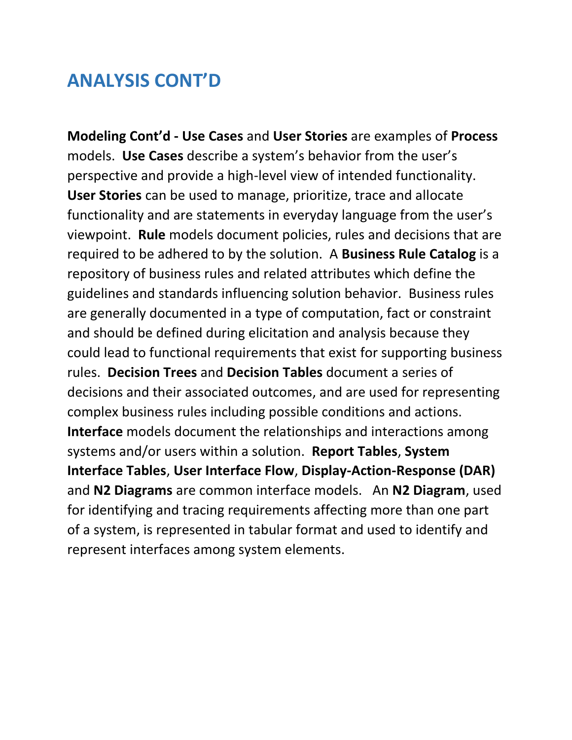# ANALYSIS CONT'D

**Modeling Cont'd - Use Cases** and **User Stories** are examples of **Process** models. **Use Cases** describe a system's behavior from the user's perspective and provide a high-level view of intended functionality. **User Stories** can be used to manage, prioritize, trace and allocate functionality and are statements in everyday language from the user's viewpoint. **Rule** models document policies, rules and decisions that are required to be adhered to by the solution. A **Business Rule Catalog** is a repository of business rules and related attributes which define the guidelines and standards influencing solution behavior. Business rules are generally documented in a type of computation, fact or constraint and should be defined during elicitation and analysis because they could lead to functional requirements that exist for supporting business rules. **Decision Trees** and **Decision Tables** document a series of decisions and their associated outcomes, and are used for representing complex business rules including possible conditions and actions. **Interface** models document the relationships and interactions among systems and/or users within a solution. **Report Tables**, **System Interface Tables**, **User Interface Flow**, **Display-Action-Response (DAR)** and **N2 Diagrams** are common interface models. An **N2 Diagram**, used for identifying and tracing requirements affecting more than one part of a system, is represented in tabular format and used to identify and represent interfaces among system elements.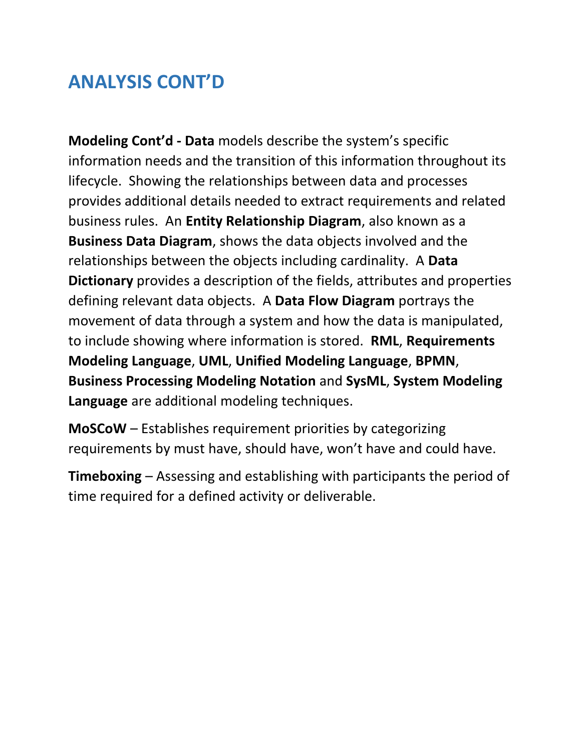## ANALYSIS CONT'D

**Modeling Cont'd - Data** models describe the system's specific information needs and the transition of this information throughout its lifecycle. Showing the relationships between data and processes provides additional details needed to extract requirements and related business rules. An **Entity Relationship Diagram**, also known as a **Business Data Diagram**, shows the data objects involved and the relationships between the objects including cardinality. A **Data Dictionary** provides a description of the fields, attributes and properties defining relevant data objects. A **Data Flow Diagram** portrays the movement of data through a system and how the data is manipulated, to include showing where information is stored. **RML**, **Requirements Modeling Language**, **UML**, **Unified Modeling Language**, **BPMN**, **Business Processing Modeling Notation** and **SysML**, **System Modeling Language** are additional modeling techniques.

**MoSCoW** – Establishes requirement priorities by categorizing requirements by must have, should have, won't have and could have.

**Timeboxing** – Assessing and establishing with participants the period of time required for a defined activity or deliverable.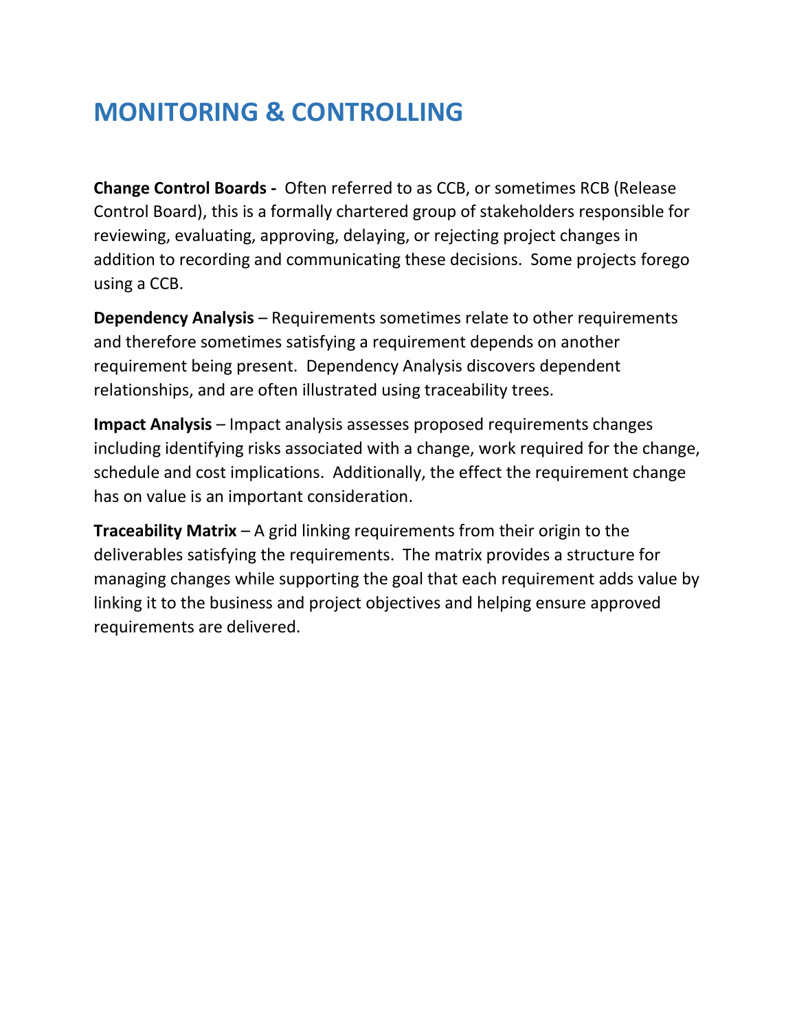# MONITORING & CONTROLLING

**Change Control Boards -** Often referred to as CCB, or sometimes RCB (Release Control Board), this is a formally chartered group of stakeholders responsible for reviewing, evaluating, approving, delaying, or rejecting project changes in addition to recording and communicating these decisions. Some projects forego using a CCB.

**Dependency Analysis** – Requirements sometimes relate to other requirements and therefore sometimes satisfying a requirement depends on another requirement being present. Dependency Analysis discovers dependent relationships, and are often illustrated using traceability trees.

**Impact Analysis** – Impact analysis assesses proposed requirements changes including identifying risks associated with a change, work required for the change, schedule and cost implications. Additionally, the effect the requirement change has on value is an important consideration.

**Traceability Matrix** – A grid linking requirements from their origin to the deliverables satisfying the requirements. The matrix provides a structure for managing changes while supporting the goal that each requirement adds value by linking it to the business and project objectives and helping ensure approved requirements are delivered.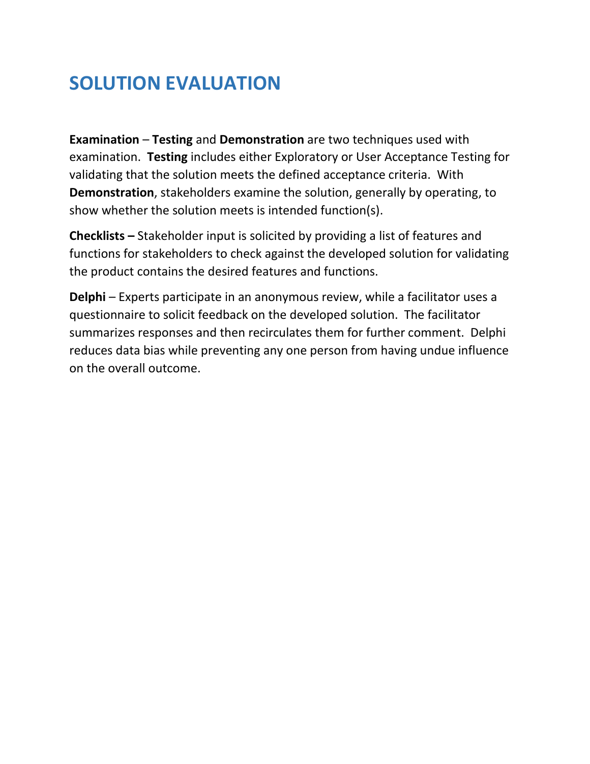# SOLUTION EVALUATION

**Examination** – **Testing** and **Demonstration** are two techniques used with examination. **Testing** includes either Exploratory or User Acceptance Testing for validating that the solution meets the defined acceptance criteria. With **Demonstration**, stakeholders examine the solution, generally by operating, to show whether the solution meets is intended function(s).

**Checklists –** Stakeholder input is solicited by providing a list of features and functions for stakeholders to check against the developed solution for validating the product contains the desired features and functions.

**Delphi** – Experts participate in an anonymous review, while a facilitator uses a questionnaire to solicit feedback on the developed solution. The facilitator summarizes responses and then recirculates them for further comment. Delphi reduces data bias while preventing any one person from having undue influence on the overall outcome.